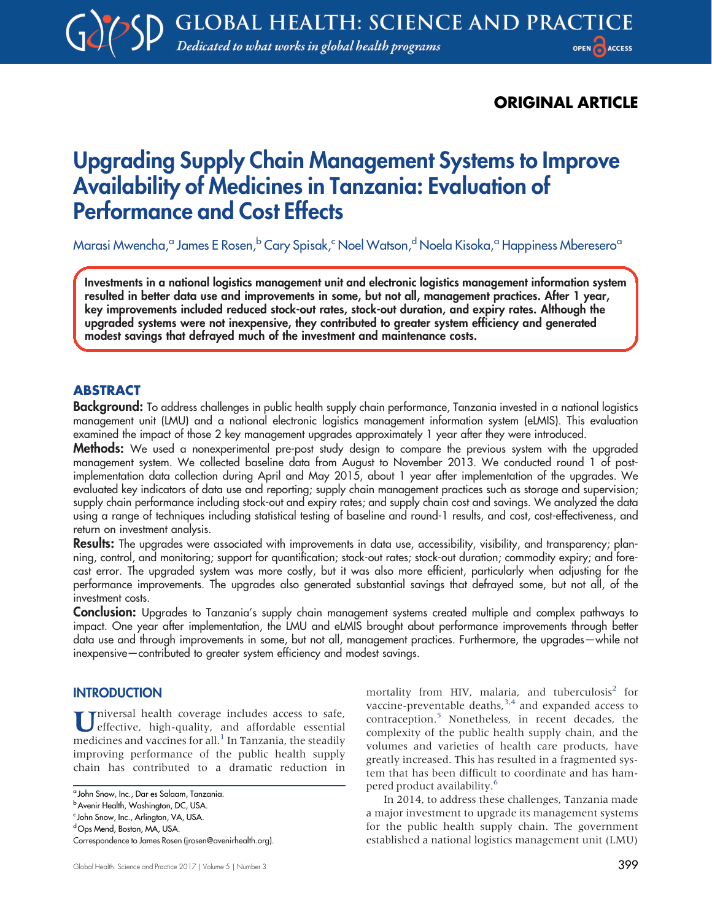ORIGINAL ARTICLE

# Upgrading Supply Chain Management Systems to Improve Availability of Medicines in Tanzania: Evaluation of Performance and Cost Effects

Marasi Mwencha,[a] James E Rosen,[b] Cary Spisak,[c] Noel Watson,[d] Noela Kisoka,[a] Happiness Mberesero[a]

**Investments in a national logistics management unit and electronic logistics management information system resulted in better data use and improvements in some, but not all, management practices. After 1 year, key improvements included reduced stock-out rates, stock-out duration, and expiry rates. Although the upgraded systems were not inexpensive, they contributed to greater system efficiency and generated modest savings that defrayed much of the investment and maintenance costs.**

## ABSTRACT

**Background:** To address challenges in public health supply chain performance, Tanzania invested in a national logistics management unit (LMU) and a national electronic logistics management information system (eLMIS). This evaluation examined the impact of those 2 key management upgrades approximately 1 year after they were introduced.

**Methods:** We used a nonexperimental pre-post study design to compare the previous system with the upgraded management system. We collected baseline data from August to November 2013. We conducted round 1 of post-implementation data collection during April and May 2015, about 1 year after implementation of the upgrades. We evaluated key indicators of data use and reporting; supply chain management practices such as storage and supervision; supply chain performance including stock-out and expiry rates; and supply chain cost and savings. We analyzed the data using a range of techniques including statistical testing of baseline and round-1 results, and cost, cost-effectiveness, and return on investment analysis.

**Results:** The upgrades were associated with improvements in data use, accessibility, visibility, and transparency; planning, control, and monitoring; support for quantification; stock-out rates; stock-out duration; commodity expiry; and forecast error. The upgraded system was more costly, but it was also more efficient, particularly when adjusting for the performance improvements. The upgrades also generated substantial savings that defrayed some, but not all, of the investment costs.

**Conclusion:** Upgrades to Tanzania's supply chain management systems created multiple and complex pathways to impact. One year after implementation, the LMU and eLMIS brought about performance improvements through better data use and through improvements in some, but not all, management practices. Furthermore, the upgrades—while not inexpensive—contributed to greater system efficiency and modest savings.

## INTRODUCTION

Universal health coverage includes access to safe, effective, high-quality, and affordable essential medicines and vaccines for all.[1] In Tanzania, the steadily improving performance of the public health supply chain has contributed to a dramatic reduction in mortality from HIV, malaria, and tuberculosis[2] for vaccine-preventable deaths,[3,4] and expanded access to contraception.[5] Nonetheless, in recent decades, the complexity of the public health supply chain, and the volumes and varieties of health care products, have greatly increased. This has resulted in a fragmented system that has been difficult to coordinate and has hampered product availability.[6]

In 2014, to address these challenges, Tanzania made a major investment to upgrade its management systems for the public health supply chain. The government established a national logistics management unit (LMU)

[a] John Snow, Inc., Dar es Salaam, Tanzania.
[b] Avenir Health, Washington, DC, USA.
[c] John Snow, Inc., Arlington, VA, USA.
[d] Ops Mend, Boston, MA, USA.
Correspondence to James Rosen (jrosen@avenirhealth.org).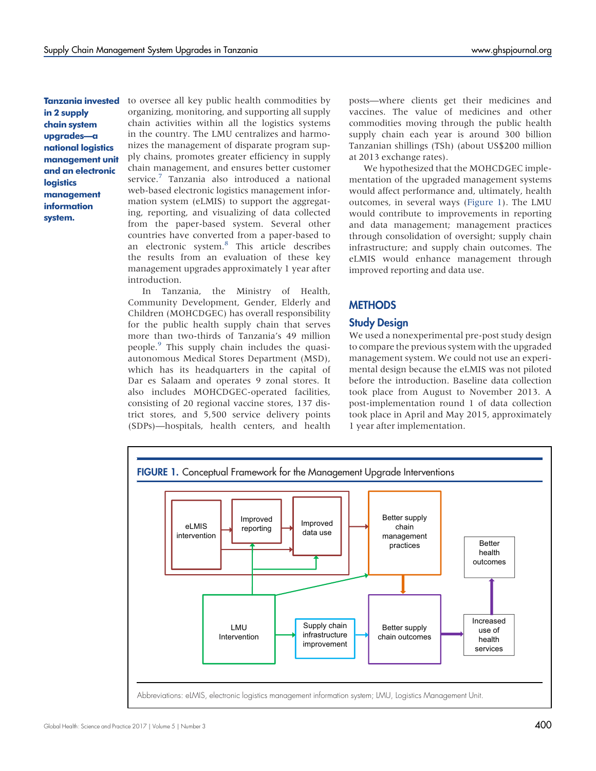**Tanzania invested in 2 supply chain system upgrades—a national logistics management unit and an electronic logistics management information system.**

to oversee all key public health commodities by organizing, monitoring, and supporting all supply chain activities within all the logistics systems in the country. The LMU centralizes and harmonizes the management of disparate program supply chains, promotes greater efficiency in supply chain management, and ensures better customer service.[7] Tanzania also introduced a national web-based electronic logistics management information system (eLMIS) to support the aggregating, reporting, and visualizing of data collected from the paper-based system. Several other countries have converted from a paper-based to an electronic system.[8] This article describes the results from an evaluation of these key management upgrades approximately 1 year after introduction.

In Tanzania, the Ministry of Health, Community Development, Gender, Elderly and Children (MOHCDGEC) has overall responsibility for the public health supply chain that serves more than two-thirds of Tanzania's 49 million people.[9] This supply chain includes the quasi-autonomous Medical Stores Department (MSD), which has its headquarters in the capital of Dar es Salaam and operates 9 zonal stores. It also includes MOHCDGEC-operated facilities, consisting of 20 regional vaccine stores, 137 district stores, and 5,500 service delivery points (SDPs)—hospitals, health centers, and health posts—where clients get their medicines and vaccines. The value of medicines and other commodities moving through the public health supply chain each year is around 300 billion Tanzanian shillings (TSh) (about US$200 million at 2013 exchange rates).

We hypothesized that the MOHCDGEC implementation of the upgraded management systems would affect performance and, ultimately, health outcomes, in several ways (Figure 1). The LMU would contribute to improvements in reporting and data management; management practices through consolidation of oversight; supply chain infrastructure; and supply chain outcomes. The eLMIS would enhance management through improved reporting and data use.

## METHODS

### Study Design

We used a nonexperimental pre-post study design to compare the previous system with the upgraded management system. We could not use an experimental design because the eLMIS was not piloted before the introduction. Baseline data collection took place from August to November 2013. A post-implementation round 1 of data collection took place in April and May 2015, approximately 1 year after implementation.

**FIGURE 1.** Conceptual Framework for the Management Upgrade Interventions

Abbreviations: eLMIS, electronic logistics management information system; LMU, Logistics Management Unit.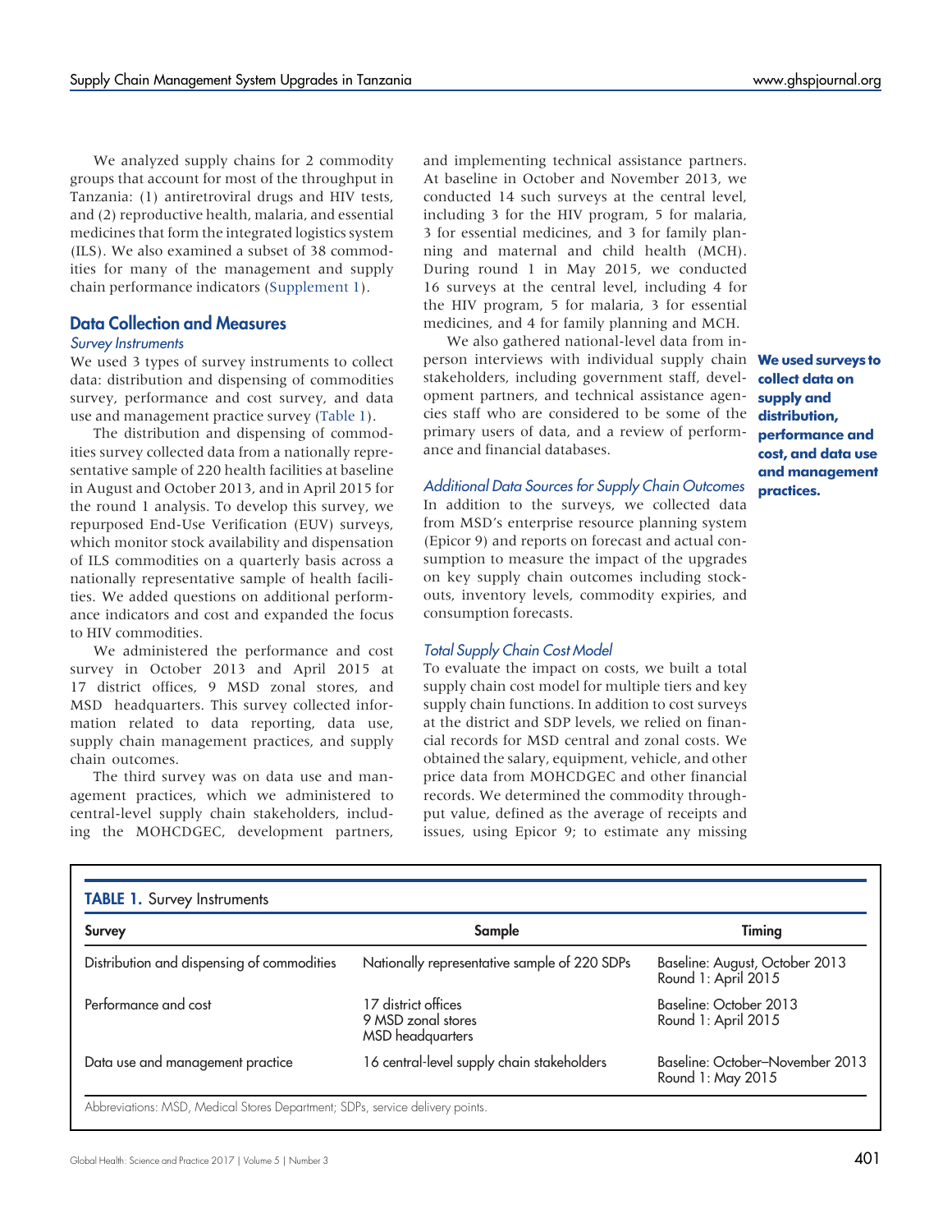We analyzed supply chains for 2 commodity groups that account for most of the throughput in Tanzania: (1) antiretroviral drugs and HIV tests, and (2) reproductive health, malaria, and essential medicines that form the integrated logistics system (ILS). We also examined a subset of 38 commodities for many of the management and supply chain performance indicators (Supplement 1).

## Data Collection and Measures

### Survey Instruments

We used 3 types of survey instruments to collect data: distribution and dispensing of commodities survey, performance and cost survey, and data use and management practice survey (Table 1).

The distribution and dispensing of commodities survey collected data from a nationally representative sample of 220 health facilities at baseline in August and October 2013, and in April 2015 for the round 1 analysis. To develop this survey, we repurposed End-Use Verification (EUV) surveys, which monitor stock availability and dispensation of ILS commodities on a quarterly basis across a nationally representative sample of health facilities. We added questions on additional performance indicators and cost and expanded the focus to HIV commodities.

We administered the performance and cost survey in October 2013 and April 2015 at 17 district offices, 9 MSD zonal stores, and MSD headquarters. This survey collected information related to data reporting, data use, supply chain management practices, and supply chain outcomes.

The third survey was on data use and management practices, which we administered to central-level supply chain stakeholders, including the MOHCDGEC, development partners, and implementing technical assistance partners. At baseline in October and November 2013, we conducted 14 such surveys at the central level, including 3 for the HIV program, 5 for malaria, 3 for essential medicines, and 3 for family planning and maternal and child health (MCH). During round 1 in May 2015, we conducted 16 surveys at the central level, including 4 for the HIV program, 5 for malaria, 3 for essential medicines, and 4 for family planning and MCH.

We also gathered national-level data from in-person interviews with individual supply chain stakeholders, including government staff, development partners, and technical assistance agencies staff who are considered to be some of the primary users of data, and a review of performance and financial databases.

**We used surveys to collect data on supply and distribution, performance and cost, and data use and management practices.**

### Additional Data Sources for Supply Chain Outcomes

In addition to the surveys, we collected data from MSD's enterprise resource planning system (Epicor 9) and reports on forecast and actual consumption to measure the impact of the upgrades on key supply chain outcomes including stockouts, inventory levels, commodity expiries, and consumption forecasts.

### Total Supply Chain Cost Model

To evaluate the impact on costs, we built a total supply chain cost model for multiple tiers and key supply chain functions. In addition to cost surveys at the district and SDP levels, we relied on financial records for MSD central and zonal costs. We obtained the salary, equipment, vehicle, and other price data from MOHCDGEC and other financial records. We determined the commodity throughput value, defined as the average of receipts and issues, using Epicor 9; to estimate any missing

**TABLE 1.** Survey Instruments

| Survey | Sample | Timing |
|---|---|---|
| Distribution and dispensing of commodities | Nationally representative sample of 220 SDPs | Baseline: August, October 2013<br>Round 1: April 2015 |
| Performance and cost | 17 district offices<br>9 MSD zonal stores<br>MSD headquarters | Baseline: October 2013<br>Round 1: April 2015 |
| Data use and management practice | 16 central-level supply chain stakeholders | Baseline: October–November 2013<br>Round 1: May 2015 |

Abbreviations: MSD, Medical Stores Department; SDPs, service delivery points.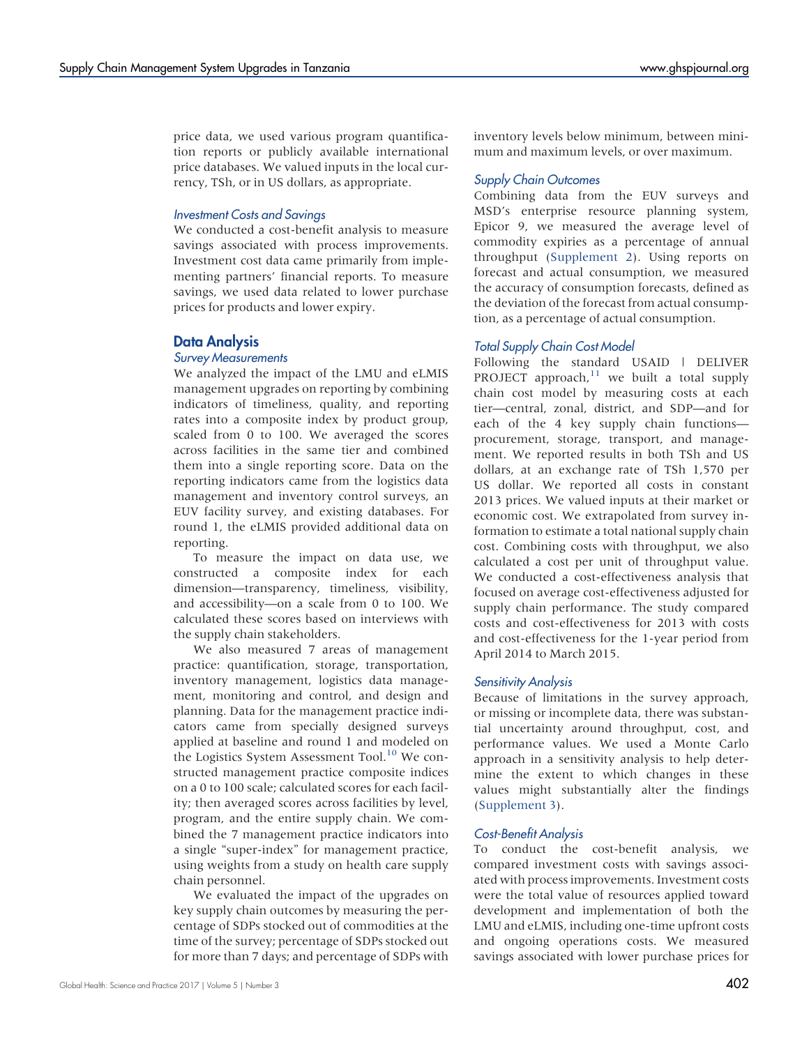price data, we used various program quantification reports or publicly available international price databases. We valued inputs in the local currency, TSh, or in US dollars, as appropriate.

#### *Investment Costs and Savings*

We conducted a cost-benefit analysis to measure savings associated with process improvements. Investment cost data came primarily from implementing partners' financial reports. To measure savings, we used data related to lower purchase prices for products and lower expiry.

### Data Analysis

#### *Survey Measurements*

We analyzed the impact of the LMU and eLMIS management upgrades on reporting by combining indicators of timeliness, quality, and reporting rates into a composite index by product group, scaled from 0 to 100. We averaged the scores across facilities in the same tier and combined them into a single reporting score. Data on the reporting indicators came from the logistics data management and inventory control surveys, an EUV facility survey, and existing databases. For round 1, the eLMIS provided additional data on reporting.

To measure the impact on data use, we constructed a composite index for each dimension—transparency, timeliness, visibility, and accessibility—on a scale from 0 to 100. We calculated these scores based on interviews with the supply chain stakeholders.

We also measured 7 areas of management practice: quantification, storage, transportation, inventory management, logistics data management, monitoring and control, and design and planning. Data for the management practice indicators came from specially designed surveys applied at baseline and round 1 and modeled on the Logistics System Assessment Tool.[10] We constructed management practice composite indices on a 0 to 100 scale; calculated scores for each facility; then averaged scores across facilities by level, program, and the entire supply chain. We combined the 7 management practice indicators into a single "super-index" for management practice, using weights from a study on health care supply chain personnel.

We evaluated the impact of the upgrades on key supply chain outcomes by measuring the percentage of SDPs stocked out of commodities at the time of the survey; percentage of SDPs stocked out for more than 7 days; and percentage of SDPs with inventory levels below minimum, between minimum and maximum levels, or over maximum.

#### *Supply Chain Outcomes*

Combining data from the EUV surveys and MSD's enterprise resource planning system, Epicor 9, we measured the average level of commodity expiries as a percentage of annual throughput (Supplement 2). Using reports on forecast and actual consumption, we measured the accuracy of consumption forecasts, defined as the deviation of the forecast from actual consumption, as a percentage of actual consumption.

#### *Total Supply Chain Cost Model*

Following the standard USAID | DELIVER PROJECT approach,[11] we built a total supply chain cost model by measuring costs at each tier—central, zonal, district, and SDP—and for each of the 4 key supply chain functions—procurement, storage, transport, and management. We reported results in both TSh and US dollars, at an exchange rate of TSh 1,570 per US dollar. We reported all costs in constant 2013 prices. We valued inputs at their market or economic cost. We extrapolated from survey information to estimate a total national supply chain cost. Combining costs with throughput, we also calculated a cost per unit of throughput value. We conducted a cost-effectiveness analysis that focused on average cost-effectiveness adjusted for supply chain performance. The study compared costs and cost-effectiveness for 2013 with costs and cost-effectiveness for the 1-year period from April 2014 to March 2015.

#### *Sensitivity Analysis*

Because of limitations in the survey approach, or missing or incomplete data, there was substantial uncertainty around throughput, cost, and performance values. We used a Monte Carlo approach in a sensitivity analysis to help determine the extent to which changes in these values might substantially alter the findings (Supplement 3).

#### *Cost-Benefit Analysis*

To conduct the cost-benefit analysis, we compared investment costs with savings associated with process improvements. Investment costs were the total value of resources applied toward development and implementation of both the LMU and eLMIS, including one-time upfront costs and ongoing operations costs. We measured savings associated with lower purchase prices for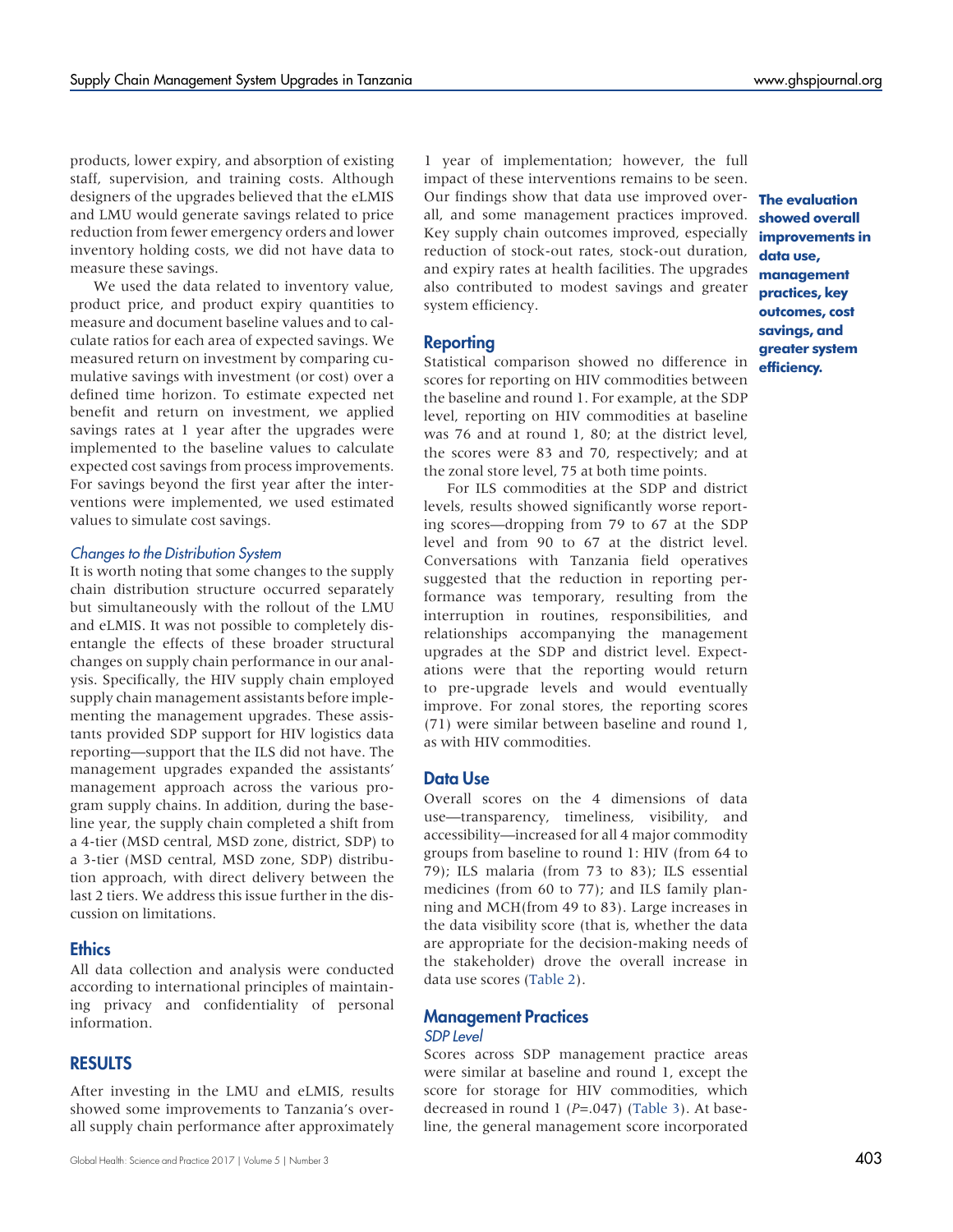products, lower expiry, and absorption of existing staff, supervision, and training costs. Although designers of the upgrades believed that the eLMIS and LMU would generate savings related to price reduction from fewer emergency orders and lower inventory holding costs, we did not have data to measure these savings.

We used the data related to inventory value, product price, and product expiry quantities to measure and document baseline values and to calculate ratios for each area of expected savings. We measured return on investment by comparing cumulative savings with investment (or cost) over a defined time horizon. To estimate expected net benefit and return on investment, we applied savings rates at 1 year after the upgrades were implemented to the baseline values to calculate expected cost savings from process improvements. For savings beyond the first year after the interventions were implemented, we used estimated values to simulate cost savings.

### *Changes to the Distribution System*

It is worth noting that some changes to the supply chain distribution structure occurred separately but simultaneously with the rollout of the LMU and eLMIS. It was not possible to completely disentangle the effects of these broader structural changes on supply chain performance in our analysis. Specifically, the HIV supply chain employed supply chain management assistants before implementing the management upgrades. These assistants provided SDP support for HIV logistics data reporting—support that the ILS did not have. The management upgrades expanded the assistants' management approach across the various program supply chains. In addition, during the baseline year, the supply chain completed a shift from a 4-tier (MSD central, MSD zone, district, SDP) to a 3-tier (MSD central, MSD zone, SDP) distribution approach, with direct delivery between the last 2 tiers. We address this issue further in the discussion on limitations.

## Ethics

All data collection and analysis were conducted according to international principles of maintaining privacy and confidentiality of personal information.

## RESULTS

After investing in the LMU and eLMIS, results showed some improvements to Tanzania's overall supply chain performance after approximately 1 year of implementation; however, the full impact of these interventions remains to be seen. Our findings show that data use improved overall, and some management practices improved. Key supply chain outcomes improved, especially reduction of stock-out rates, stock-out duration, and expiry rates at health facilities. The upgrades also contributed to modest savings and greater system efficiency.

**The evaluation showed overall improvements in data use, management practices, key outcomes, cost savings, and greater system efficiency.**

## Reporting

Statistical comparison showed no difference in scores for reporting on HIV commodities between the baseline and round 1. For example, at the SDP level, reporting on HIV commodities at baseline was 76 and at round 1, 80; at the district level, the scores were 83 and 70, respectively; and at the zonal store level, 75 at both time points.

For ILS commodities at the SDP and district levels, results showed significantly worse reporting scores—dropping from 79 to 67 at the SDP level and from 90 to 67 at the district level. Conversations with Tanzania field operatives suggested that the reduction in reporting performance was temporary, resulting from the interruption in routines, responsibilities, and relationships accompanying the management upgrades at the SDP and district level. Expectations were that the reporting would return to pre-upgrade levels and would eventually improve. For zonal stores, the reporting scores (71) were similar between baseline and round 1, as with HIV commodities.

## Data Use

Overall scores on the 4 dimensions of data use—transparency, timeliness, visibility, and accessibility—increased for all 4 major commodity groups from baseline to round 1: HIV (from 64 to 79); ILS malaria (from 73 to 83); ILS essential medicines (from 60 to 77); and ILS family planning and MCH(from 49 to 83). Large increases in the data visibility score (that is, whether the data are appropriate for the decision-making needs of the stakeholder) drove the overall increase in data use scores (Table 2).

## Management Practices

### *SDP Level*

Scores across SDP management practice areas were similar at baseline and round 1, except the score for storage for HIV commodities, which decreased in round 1 ($P$=.047) (Table 3). At baseline, the general management score incorporated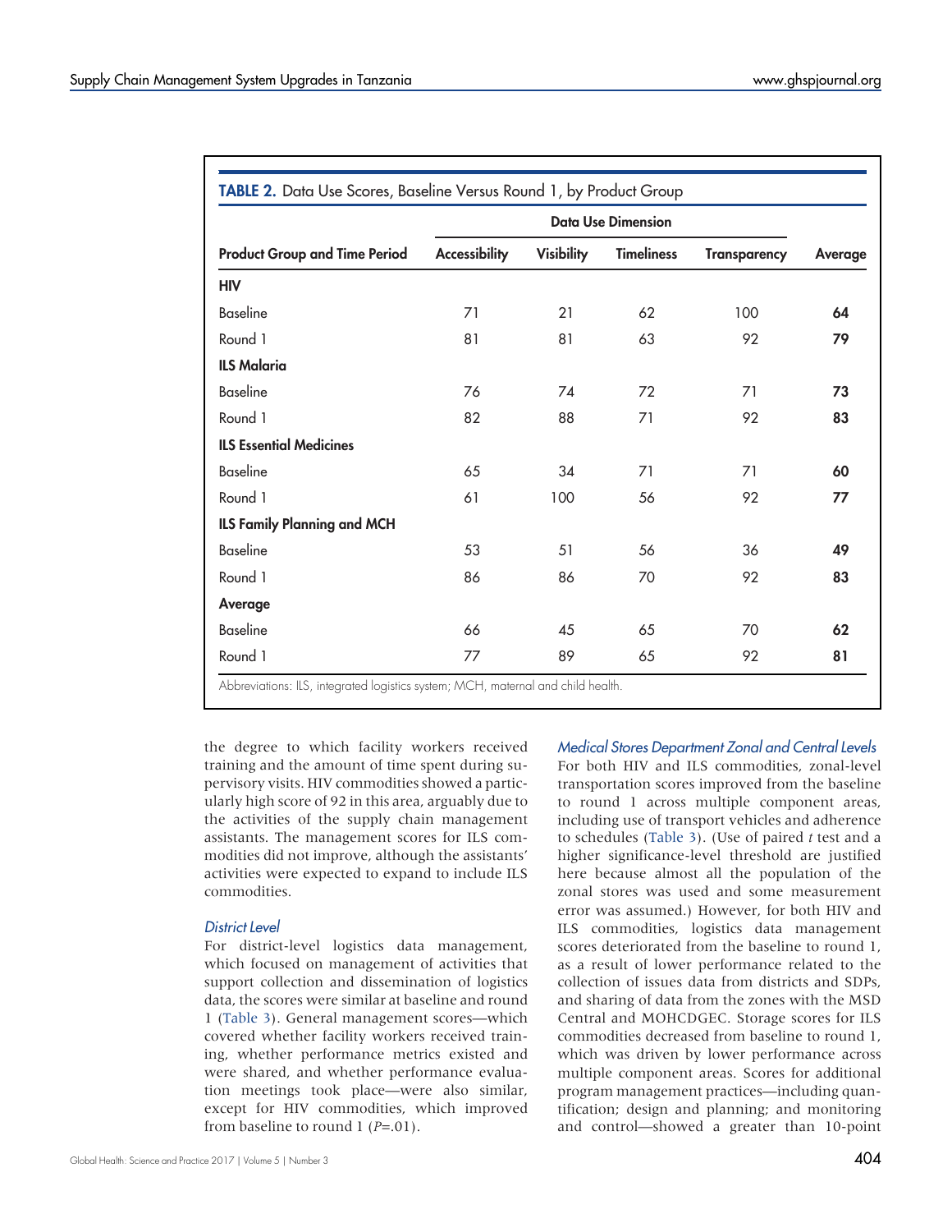**TABLE 2.** Data Use Scores, Baseline Versus Round 1, by Product Group

| Product Group and Time Period | Data Use Dimension | | | | Average |
|---|---|---|---|---|---|
| | Accessibility | Visibility | Timeliness | Transparency | |
| **HIV** | | | | | |
| Baseline | 71 | 21 | 62 | 100 | **64** |
| Round 1 | 81 | 81 | 63 | 92 | **79** |
| **ILS Malaria** | | | | | |
| Baseline | 76 | 74 | 72 | 71 | **73** |
| Round 1 | 82 | 88 | 71 | 92 | **83** |
| **ILS Essential Medicines** | | | | | |
| Baseline | 65 | 34 | 71 | 71 | **60** |
| Round 1 | 61 | 100 | 56 | 92 | **77** |
| **ILS Family Planning and MCH** | | | | | |
| Baseline | 53 | 51 | 56 | 36 | **49** |
| Round 1 | 86 | 86 | 70 | 92 | **83** |
| **Average** | | | | | |
| Baseline | 66 | 45 | 65 | 70 | **62** |
| Round 1 | 77 | 89 | 65 | 92 | **81** |

Abbreviations: ILS, integrated logistics system; MCH, maternal and child health.

the degree to which facility workers received training and the amount of time spent during supervisory visits. HIV commodities showed a particularly high score of 92 in this area, arguably due to the activities of the supply chain management assistants. The management scores for ILS commodities did not improve, although the assistants' activities were expected to expand to include ILS commodities.

### *District Level*

For district-level logistics data management, which focused on management of activities that support collection and dissemination of logistics data, the scores were similar at baseline and round 1 (Table 3). General management scores—which covered whether facility workers received training, whether performance metrics existed and were shared, and whether performance evaluation meetings took place—were also similar, except for HIV commodities, which improved from baseline to round 1 ($P$=.01).

### *Medical Stores Department Zonal and Central Levels*

For both HIV and ILS commodities, zonal-level transportation scores improved from the baseline to round 1 across multiple component areas, including use of transport vehicles and adherence to schedules (Table 3). (Use of paired *t* test and a higher significance-level threshold are justified here because almost all the population of the zonal stores was used and some measurement error was assumed.) However, for both HIV and ILS commodities, logistics data management scores deteriorated from the baseline to round 1, as a result of lower performance related to the collection of issues data from districts and SDPs, and sharing of data from the zones with the MSD Central and MOHCDGEC. Storage scores for ILS commodities decreased from baseline to round 1, which was driven by lower performance across multiple component areas. Scores for additional program management practices—including quantification; design and planning; and monitoring and control—showed a greater than 10-point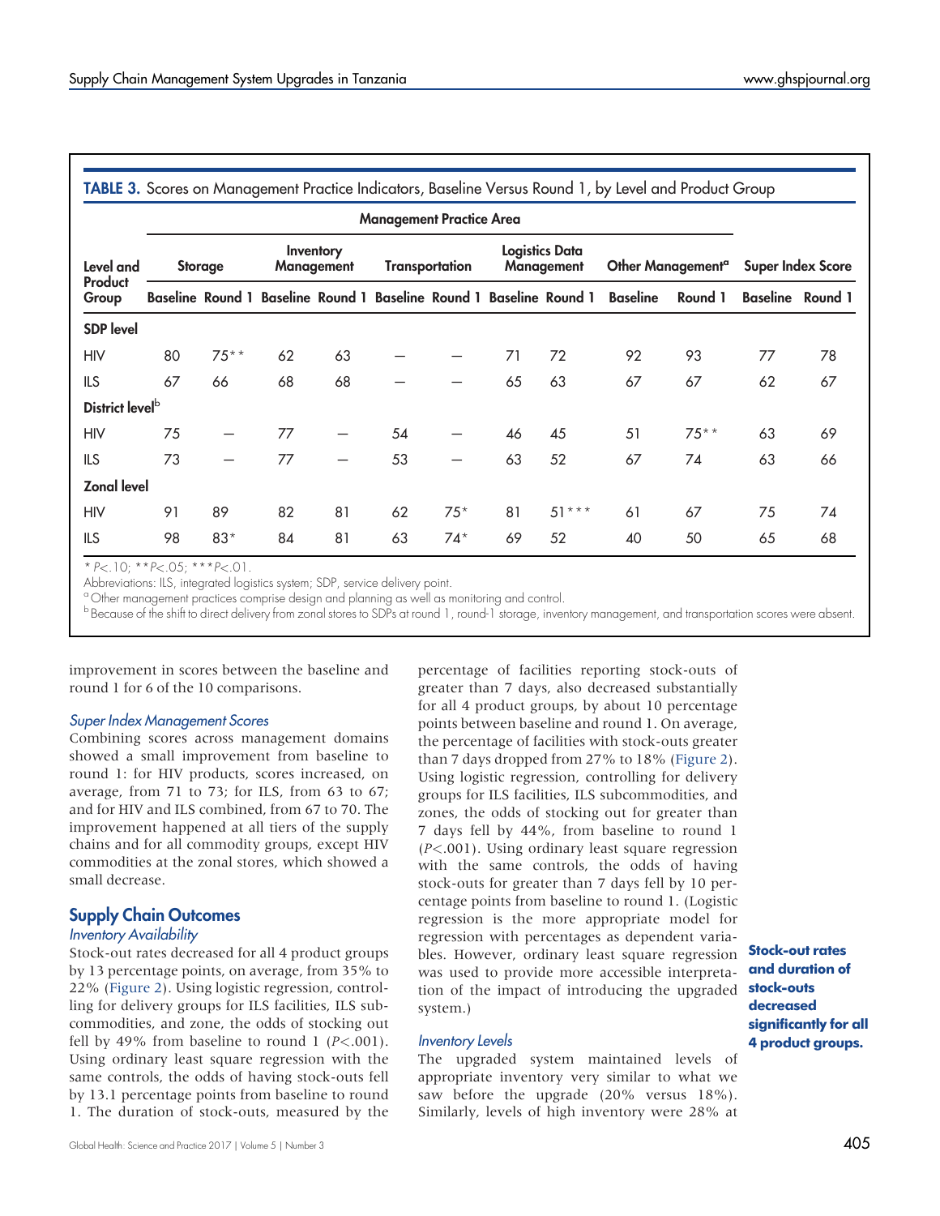**TABLE 3.** Scores on Management Practice Indicators, Baseline Versus Round 1, by Level and Product Group

| Level and Product Group | Management Practice Area | | | | | | | | | | | |
|---|---|---|---|---|---|---|---|---|---|---|---|---|
| | Storage | | Inventory Management | | Transportation | | Logistics Data Management | | Other Management[a] | | Super Index Score | |
| | Baseline | Round 1 | Baseline | Round 1 | Baseline | Round 1 | Baseline | Round 1 | Baseline | Round 1 | Baseline | Round 1 |
| **SDP level** | | | | | | | | | | | | |
| HIV | 80 | 75** | 62 | 63 | — | — | 71 | 72 | 92 | 93 | 77 | 78 |
| ILS | 67 | 66 | 68 | 68 | — | — | 65 | 63 | 67 | 67 | 62 | 67 |
| **District level**[b] | | | | | | | | | | | | |
| HIV | 75 | — | 77 | — | 54 | — | 46 | 45 | 51 | 75** | 63 | 69 |
| ILS | 73 | — | 77 | — | 53 | — | 63 | 52 | 67 | 74 | 63 | 66 |
| **Zonal level** | | | | | | | | | | | | |
| HIV | 91 | 89 | 82 | 81 | 62 | 75* | 81 | 51*** | 61 | 67 | 75 | 74 |
| ILS | 98 | 83* | 84 | 81 | 63 | 74* | 69 | 52 | 40 | 50 | 65 | 68 |

* $P<.10$; ** $P<.05$; *** $P<.01$.

Abbreviations: ILS, integrated logistics system; SDP, service delivery point.

[a] Other management practices comprise design and planning as well as monitoring and control.

[b] Because of the shift to direct delivery from zonal stores to SDPs at round 1, round-1 storage, inventory management, and transportation scores were absent.

improvement in scores between the baseline and round 1 for 6 of the 10 comparisons.

### *Super Index Management Scores*

Combining scores across management domains showed a small improvement from baseline to round 1: for HIV products, scores increased, on average, from 71 to 73; for ILS, from 63 to 67; and for HIV and ILS combined, from 67 to 70. The improvement happened at all tiers of the supply chains and for all commodity groups, except HIV commodities at the zonal stores, which showed a small decrease.

## Supply Chain Outcomes

### *Inventory Availability*

Stock-out rates decreased for all 4 product groups by 13 percentage points, on average, from 35% to 22% (Figure 2). Using logistic regression, controlling for delivery groups for ILS facilities, ILS subcommodities, and zone, the odds of stocking out fell by 49% from baseline to round 1 ($P<.001$). Using ordinary least square regression with the same controls, the odds of having stock-outs fell by 13.1 percentage points from baseline to round 1. The duration of stock-outs, measured by the percentage of facilities reporting stock-outs of greater than 7 days, also decreased substantially for all 4 product groups, by about 10 percentage points between baseline and round 1. On average, the percentage of facilities with stock-outs greater than 7 days dropped from 27% to 18% (Figure 2). Using logistic regression, controlling for delivery groups for ILS facilities, ILS subcommodities, and zones, the odds of stocking out for greater than 7 days fell by 44%, from baseline to round 1 ($P<.001$). Using ordinary least square regression with the same controls, the odds of having stock-outs for greater than 7 days fell by 10 percentage points from baseline to round 1. (Logistic regression is the more appropriate model for regression with percentages as dependent variables. However, ordinary least square regression was used to provide more accessible interpretation of the impact of introducing the upgraded system.)

**Stock-out rates and duration of stock-outs decreased significantly for all 4 product groups.**

### *Inventory Levels*

The upgraded system maintained levels of appropriate inventory very similar to what we saw before the upgrade (20% versus 18%). Similarly, levels of high inventory were 28% at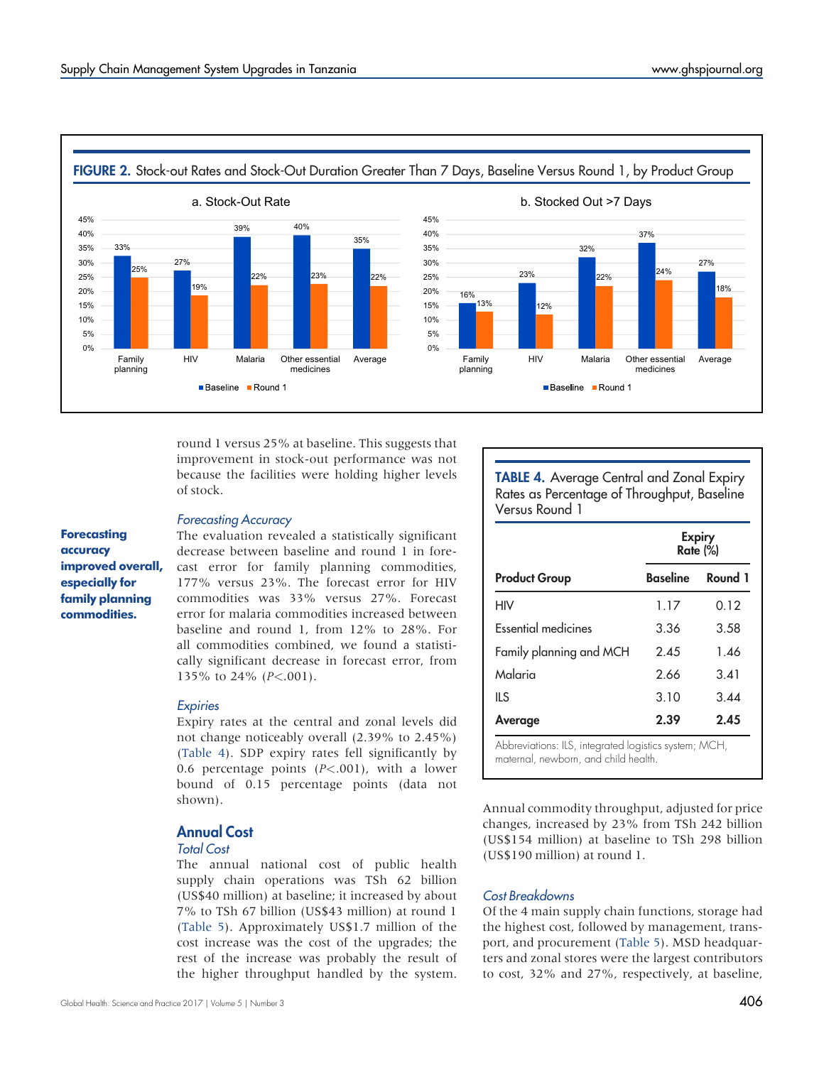**FIGURE 2.** Stock-out Rates and Stock-Out Duration Greater Than 7 Days, Baseline Versus Round 1, by Product Group

a. Stock-Out Rate

| Product Group | Baseline | Round 1 |
|---|---|---|
| Family planning | 33% | 25% |
| HIV | 27% | 19% |
| Malaria | 39% | 22% |
| Other essential medicines | 40% | 23% |
| Average | 35% | 22% |

b. Stocked Out >7 Days

| Product Group | Baseline | Round 1 |
|---|---|---|
| Family planning | 16% | 13% |
| HIV | 23% | 12% |
| Malaria | 32% | 22% |
| Other essential medicines | 37% | 24% |
| Average | 27% | 18% |

round 1 versus 25% at baseline. This suggests that improvement in stock-out performance was not because the facilities were holding higher levels of stock.

### *Forecasting Accuracy*

**Forecasting accuracy improved overall, especially for family planning commodities.**

The evaluation revealed a statistically significant decrease between baseline and round 1 in forecast error for family planning commodities, 177% versus 23%. The forecast error for HIV commodities was 33% versus 27%. Forecast error for malaria commodities increased between baseline and round 1, from 12% to 28%. For all commodities combined, we found a statistically significant decrease in forecast error, from 135% to 24% ($P<.001$).

### *Expiries*

Expiry rates at the central and zonal levels did not change noticeably overall (2.39% to 2.45%) (Table 4). SDP expiry rates fell significantly by 0.6 percentage points ($P<.001$), with a lower bound of 0.15 percentage points (data not shown).

**TABLE 4.** Average Central and Zonal Expiry Rates as Percentage of Throughput, Baseline Versus Round 1

| | Expiry Rate (%) | |
|---|---|---|
| **Product Group** | **Baseline** | **Round 1** |
| HIV | 1.17 | 0.12 |
| Essential medicines | 3.36 | 3.58 |
| Family planning and MCH | 2.45 | 1.46 |
| Malaria | 2.66 | 3.41 |
| ILS | 3.10 | 3.44 |
| **Average** | **2.39** | **2.45** |

Abbreviations: ILS, integrated logistics system; MCH, maternal, newborn, and child health.

## Annual Cost

### *Total Cost*

The annual national cost of public health supply chain operations was TSh 62 billion (US$40 million) at baseline; it increased by about 7% to TSh 67 billion (US$43 million) at round 1 (Table 5). Approximately US$1.7 million of the cost increase was the cost of the upgrades; the rest of the increase was probably the result of the higher throughput handled by the system. Annual commodity throughput, adjusted for price changes, increased by 23% from TSh 242 billion (US$154 million) at baseline to TSh 298 billion (US$190 million) at round 1.

### *Cost Breakdowns*

Of the 4 main supply chain functions, storage had the highest cost, followed by management, transport, and procurement (Table 5). MSD headquarters and zonal stores were the largest contributors to cost, 32% and 27%, respectively, at baseline,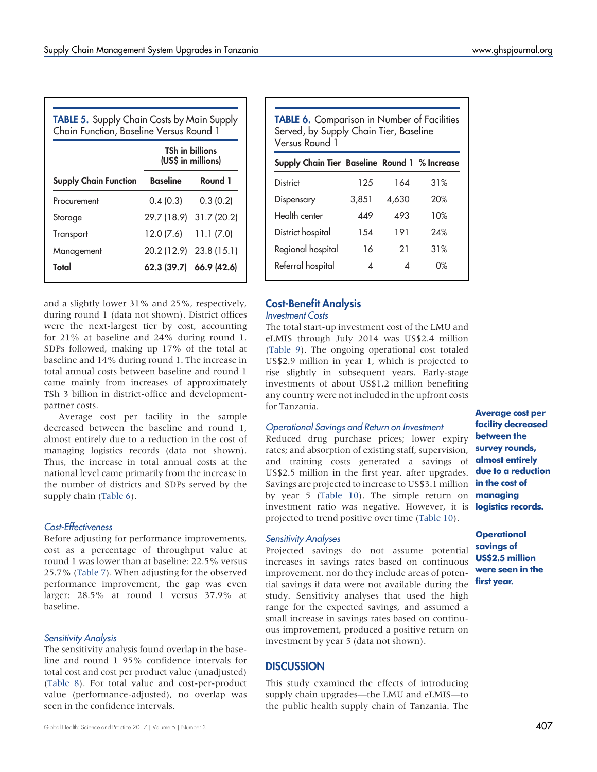**TABLE 5.** Supply Chain Costs by Main Supply Chain Function, Baseline Versus Round 1

| | TSh in billions (US$ in millions) | |
|---|---|---|
| **Supply Chain Function** | **Baseline** | **Round 1** |
| Procurement | 0.4 (0.3) | 0.3 (0.2) |
| Storage | 29.7 (18.9) | 31.7 (20.2) |
| Transport | 12.0 (7.6) | 11.1 (7.0) |
| Management | 20.2 (12.9) | 23.8 (15.1) |
| **Total** | **62.3 (39.7)** | **66.9 (42.6)** |

**TABLE 6.** Comparison in Number of Facilities Served, by Supply Chain Tier, Baseline Versus Round 1

| Supply Chain Tier | Baseline | Round 1 | % Increase |
|---|---|---|---|
| District | 125 | 164 | 31% |
| Dispensary | 3,851 | 4,630 | 20% |
| Health center | 449 | 493 | 10% |
| District hospital | 154 | 191 | 24% |
| Regional hospital | 16 | 21 | 31% |
| Referral hospital | 4 | 4 | 0% |

and a slightly lower 31% and 25%, respectively, during round 1 (data not shown). District offices were the next-largest tier by cost, accounting for 21% at baseline and 24% during round 1. SDPs followed, making up 17% of the total at baseline and 14% during round 1. The increase in total annual costs between baseline and round 1 came mainly from increases of approximately TSh 3 billion in district-office and development-partner costs.

Average cost per facility in the sample decreased between the baseline and round 1, almost entirely due to a reduction in the cost of managing logistics records (data not shown). Thus, the increase in total annual costs at the national level came primarily from the increase in the number of districts and SDPs served by the supply chain (Table 6).

*Cost-Effectiveness*

Before adjusting for performance improvements, cost as a percentage of throughput value at round 1 was lower than at baseline: 22.5% versus 25.7% (Table 7). When adjusting for the observed performance improvement, the gap was even larger: 28.5% at round 1 versus 37.9% at baseline.

*Sensitivity Analysis*

The sensitivity analysis found overlap in the baseline and round 1 95% confidence intervals for total cost and cost per product value (unadjusted) (Table 8). For total value and cost-per-product value (performance-adjusted), no overlap was seen in the confidence intervals.

## Cost-Benefit Analysis

*Investment Costs*

The total start-up investment cost of the LMU and eLMIS through July 2014 was US$2.4 million (Table 9). The ongoing operational cost totaled US$2.9 million in year 1, which is projected to rise slightly in subsequent years. Early-stage investments of about US$1.2 million benefiting any country were not included in the upfront costs for Tanzania.

**Average cost per facility decreased between the survey rounds, almost entirely due to a reduction in the cost of managing logistics records.**

*Operational Savings and Return on Investment*

Reduced drug purchase prices; lower expiry rates; and absorption of existing staff, supervision, and training costs generated a savings of US$2.5 million in the first year, after upgrades. Savings are projected to increase to US$3.1 million by year 5 (Table 10). The simple return on investment ratio was negative. However, it is projected to trend positive over time (Table 10).

**Operational savings of US$2.5 million were seen in the first year.**

*Sensitivity Analyses*

Projected savings do not assume potential increases in savings rates based on continuous improvement, nor do they include areas of potential savings if data were not available during the study. Sensitivity analyses that used the high range for the expected savings, and assumed a small increase in savings rates based on continuous improvement, produced a positive return on investment by year 5 (data not shown).

## DISCUSSION

This study examined the effects of introducing supply chain upgrades—the LMU and eLMIS—to the public health supply chain of Tanzania. The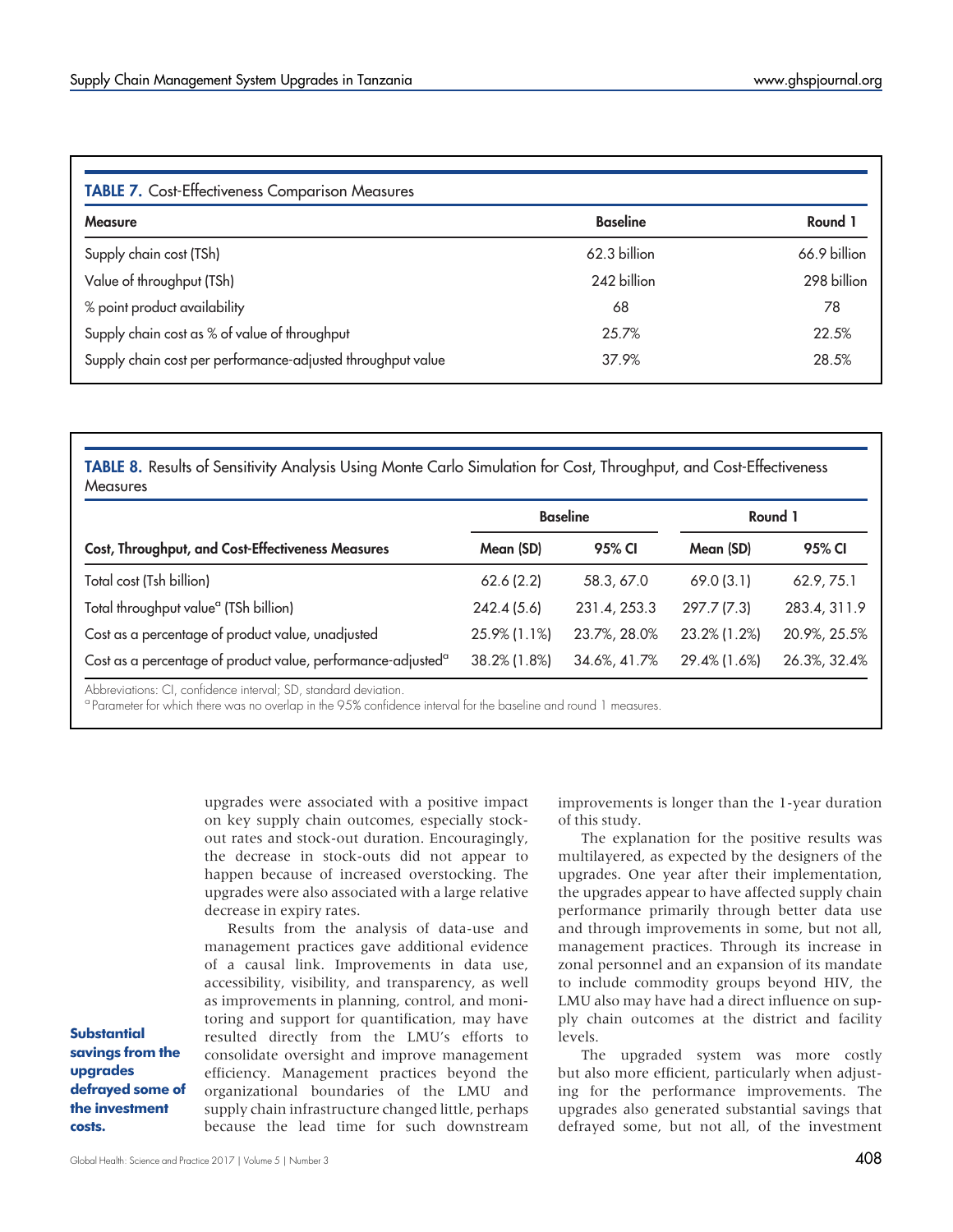**TABLE 7.** Cost-Effectiveness Comparison Measures

| Measure | Baseline | Round 1 |
|---|---|---|
| Supply chain cost (TSh) | 62.3 billion | 66.9 billion |
| Value of throughput (TSh) | 242 billion | 298 billion |
| % point product availability | 68 | 78 |
| Supply chain cost as % of value of throughput | 25.7% | 22.5% |
| Supply chain cost per performance-adjusted throughput value | 37.9% | 28.5% |

**TABLE 8.** Results of Sensitivity Analysis Using Monte Carlo Simulation for Cost, Throughput, and Cost-Effectiveness Measures

| | Baseline | | Round 1 | |
|---|---|---|---|---|
| Cost, Throughput, and Cost-Effectiveness Measures | Mean (SD) | 95% CI | Mean (SD) | 95% CI |
| Total cost (Tsh billion) | 62.6 (2.2) | 58.3, 67.0 | 69.0 (3.1) | 62.9, 75.1 |
| Total throughput value[a] (TSh billion) | 242.4 (5.6) | 231.4, 253.3 | 297.7 (7.3) | 283.4, 311.9 |
| Cost as a percentage of product value, unadjusted | 25.9% (1.1%) | 23.7%, 28.0% | 23.2% (1.2%) | 20.9%, 25.5% |
| Cost as a percentage of product value, performance-adjusted[a] | 38.2% (1.8%) | 34.6%, 41.7% | 29.4% (1.6%) | 26.3%, 32.4% |

Abbreviations: CI, confidence interval; SD, standard deviation.
[a] Parameter for which there was no overlap in the 95% confidence interval for the baseline and round 1 measures.

upgrades were associated with a positive impact on key supply chain outcomes, especially stock-out rates and stock-out duration. Encouragingly, the decrease in stock-outs did not appear to happen because of increased overstocking. The upgrades were also associated with a large relative decrease in expiry rates.

Results from the analysis of data-use and management practices gave additional evidence of a causal link. Improvements in data use, accessibility, visibility, and transparency, as well as improvements in planning, control, and monitoring and support for quantification, may have resulted directly from the LMU's efforts to consolidate oversight and improve management efficiency. Management practices beyond the organizational boundaries of the LMU and supply chain infrastructure changed little, perhaps because the lead time for such downstream improvements is longer than the 1-year duration of this study.

The explanation for the positive results was multilayered, as expected by the designers of the upgrades. One year after their implementation, the upgrades appear to have affected supply chain performance primarily through better data use and through improvements in some, but not all, management practices. Through its increase in zonal personnel and an expansion of its mandate to include commodity groups beyond HIV, the LMU also may have had a direct influence on supply chain outcomes at the district and facility levels.

**Substantial savings from the upgrades defrayed some of the investment costs.**

The upgraded system was more costly but also more efficient, particularly when adjusting for the performance improvements. The upgrades also generated substantial savings that defrayed some, but not all, of the investment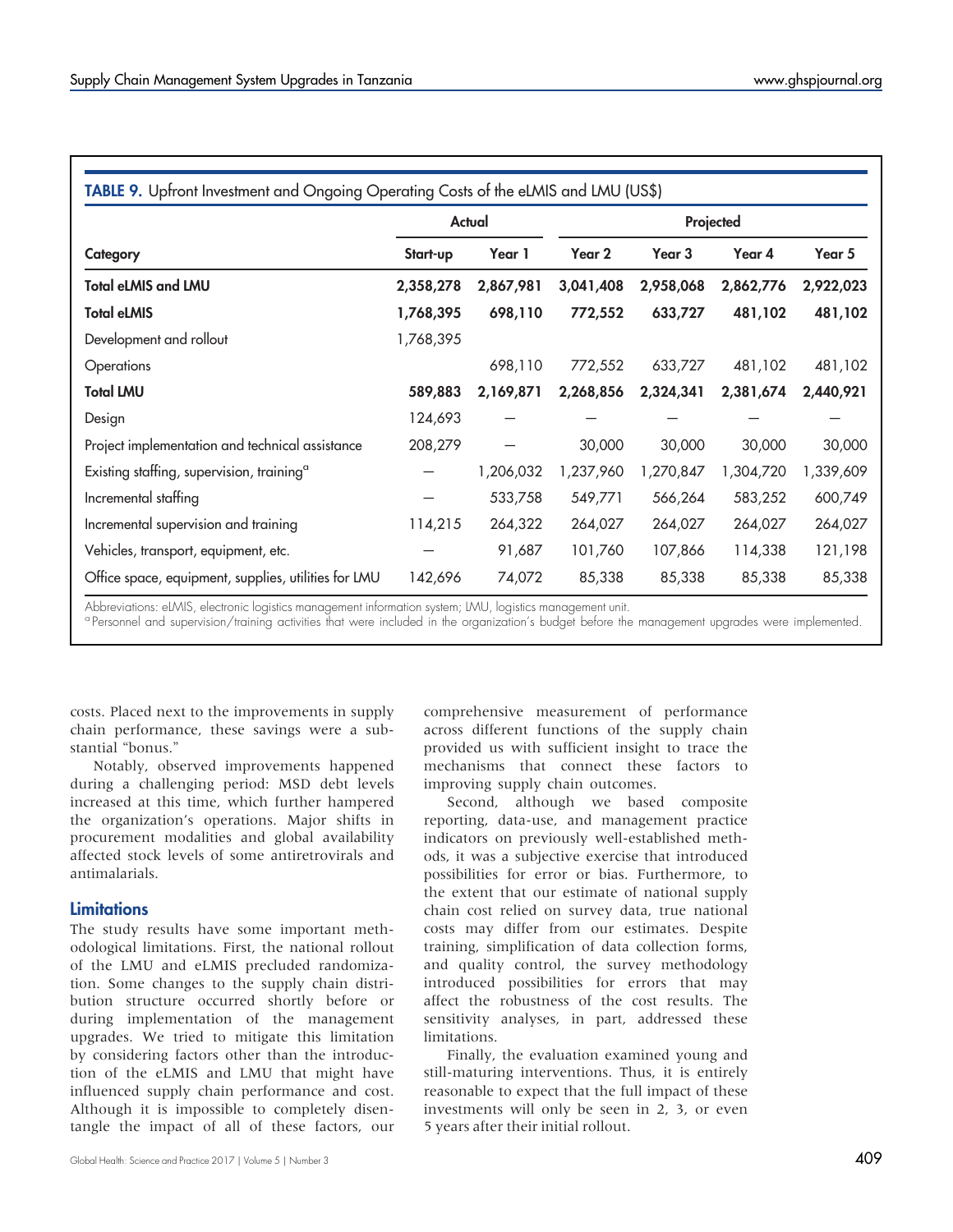**TABLE 9.** Upfront Investment and Ongoing Operating Costs of the eLMIS and LMU (US$)

| | Actual | | Projected | | | |
|---|---|---|---|---|---|---|
| **Category** | **Start-up** | **Year 1** | **Year 2** | **Year 3** | **Year 4** | **Year 5** |
| **Total eLMIS and LMU** | **2,358,278** | **2,867,981** | **3,041,408** | **2,958,068** | **2,862,776** | **2,922,023** |
| **Total eLMIS** | **1,768,395** | **698,110** | **772,552** | **633,727** | **481,102** | **481,102** |
| Development and rollout | 1,768,395 | | | | | |
| Operations | | 698,110 | 772,552 | 633,727 | 481,102 | 481,102 |
| **Total LMU** | **589,883** | **2,169,871** | **2,268,856** | **2,324,341** | **2,381,674** | **2,440,921** |
| Design | 124,693 | — | — | — | — | — |
| Project implementation and technical assistance | 208,279 | — | 30,000 | 30,000 | 30,000 | 30,000 |
| Existing staffing, supervision, training[a] | — | 1,206,032 | 1,237,960 | 1,270,847 | 1,304,720 | 1,339,609 |
| Incremental staffing | — | 533,758 | 549,771 | 566,264 | 583,252 | 600,749 |
| Incremental supervision and training | 114,215 | 264,322 | 264,027 | 264,027 | 264,027 | 264,027 |
| Vehicles, transport, equipment, etc. | — | 91,687 | 101,760 | 107,866 | 114,338 | 121,198 |
| Office space, equipment, supplies, utilities for LMU | 142,696 | 74,072 | 85,338 | 85,338 | 85,338 | 85,338 |

Abbreviations: eLMIS, electronic logistics management information system; LMU, logistics management unit.
[a] Personnel and supervision/training activities that were included in the organization's budget before the management upgrades were implemented.

costs. Placed next to the improvements in supply chain performance, these savings were a substantial "bonus."

Notably, observed improvements happened during a challenging period: MSD debt levels increased at this time, which further hampered the organization's operations. Major shifts in procurement modalities and global availability affected stock levels of some antiretrovirals and antimalarials.

## Limitations

The study results have some important methodological limitations. First, the national rollout of the LMU and eLMIS precluded randomization. Some changes to the supply chain distribution structure occurred shortly before or during implementation of the management upgrades. We tried to mitigate this limitation by considering factors other than the introduction of the eLMIS and LMU that might have influenced supply chain performance and cost. Although it is impossible to completely disentangle the impact of all of these factors, our comprehensive measurement of performance across different functions of the supply chain provided us with sufficient insight to trace the mechanisms that connect these factors to improving supply chain outcomes.

Second, although we based composite reporting, data-use, and management practice indicators on previously well-established methods, it was a subjective exercise that introduced possibilities for error or bias. Furthermore, to the extent that our estimate of national supply chain cost relied on survey data, true national costs may differ from our estimates. Despite training, simplification of data collection forms, and quality control, the survey methodology introduced possibilities for errors that may affect the robustness of the cost results. The sensitivity analyses, in part, addressed these limitations.

Finally, the evaluation examined young and still-maturing interventions. Thus, it is entirely reasonable to expect that the full impact of these investments will only be seen in 2, 3, or even 5 years after their initial rollout.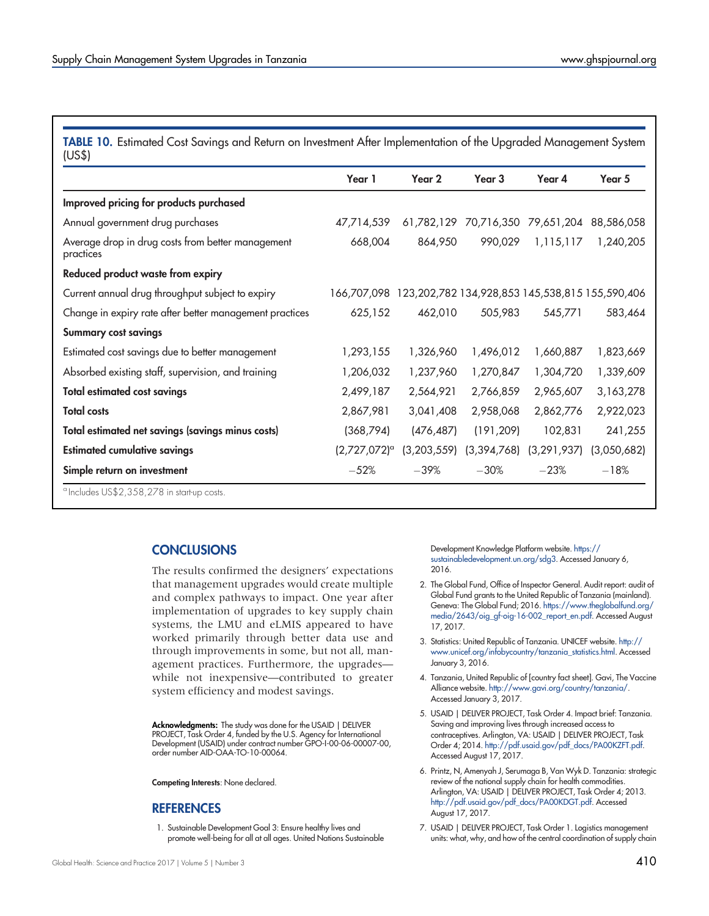**TABLE 10.** Estimated Cost Savings and Return on Investment After Implementation of the Upgraded Management System (US$)

| | Year 1 | Year 2 | Year 3 | Year 4 | Year 5 |
|---|---|---|---|---|---|
| **Improved pricing for products purchased** | | | | | |
| Annual government drug purchases | 47,714,539 | 61,782,129 | 70,716,350 | 79,651,204 | 88,586,058 |
| Average drop in drug costs from better management practices | 668,004 | 864,950 | 990,029 | 1,115,117 | 1,240,205 |
| **Reduced product waste from expiry** | | | | | |
| Current annual drug throughput subject to expiry | 166,707,098 | 123,202,782 | 134,928,853 | 145,538,815 | 155,590,406 |
| Change in expiry rate after better management practices | 625,152 | 462,010 | 505,983 | 545,771 | 583,464 |
| **Summary cost savings** | | | | | |
| Estimated cost savings due to better management | 1,293,155 | 1,326,960 | 1,496,012 | 1,660,887 | 1,823,669 |
| Absorbed existing staff, supervision, and training | 1,206,032 | 1,237,960 | 1,270,847 | 1,304,720 | 1,339,609 |
| **Total estimated cost savings** | 2,499,187 | 2,564,921 | 2,766,859 | 2,965,607 | 3,163,278 |
| **Total costs** | 2,867,981 | 3,041,408 | 2,958,068 | 2,862,776 | 2,922,023 |
| **Total estimated net savings (savings minus costs)** | (368,794) | (476,487) | (191,209) | 102,831 | 241,255 |
| **Estimated cumulative savings** | (2,727,072)[a] | (3,203,559) | (3,394,768) | (3,291,937) | (3,050,682) |
| **Simple return on investment** | −52% | −39% | −30% | −23% | −18% |

[a] Includes US$2,358,278 in start-up costs.

## CONCLUSIONS

The results confirmed the designers' expectations that management upgrades would create multiple and complex pathways to impact. One year after implementation of upgrades to key supply chain systems, the LMU and eLMIS appeared to have worked primarily through better data use and through improvements in some, but not all, management practices. Furthermore, the upgrades—while not inexpensive—contributed to greater system efficiency and modest savings.

**Acknowledgments:** The study was done for the USAID | DELIVER PROJECT, Task Order 4, funded by the U.S. Agency for International Development (USAID) under contract number GPO-I-00-06-00007-00, order number AID-OAA-TO-10-00064.

**Competing Interests**: None declared.

## REFERENCES

1. Sustainable Development Goal 3: Ensure healthy lives and promote well-being for all at all ages. United Nations Sustainable Development Knowledge Platform website. https://sustainabledevelopment.un.org/sdg3. Accessed January 6, 2016.
2. The Global Fund, Office of Inspector General. Audit report: audit of Global Fund grants to the United Republic of Tanzania (mainland). Geneva: The Global Fund; 2016. https://www.theglobalfund.org/media/2643/oig_gf-oig-16-002_report_en.pdf. Accessed August 17, 2017.
3. Statistics: United Republic of Tanzania. UNICEF website. http://www.unicef.org/infobycountry/tanzania_statistics.html. Accessed January 3, 2016.
4. Tanzania, United Republic of [country fact sheet]. Gavi, The Vaccine Alliance website. http://www.gavi.org/country/tanzania/. Accessed January 3, 2017.
5. USAID | DELIVER PROJECT, Task Order 4. Impact brief: Tanzania. Saving and improving lives through increased access to contraceptives. Arlington, VA: USAID | DELIVER PROJECT, Task Order 4; 2014. http://pdf.usaid.gov/pdf_docs/PA00KZFT.pdf. Accessed August 17, 2017.
6. Printz, N, Amenyah J, Serumaga B, Van Wyk D. Tanzania: strategic review of the national supply chain for health commodities. Arlington, VA: USAID | DELIVER PROJECT, Task Order 4; 2013. http://pdf.usaid.gov/pdf_docs/PA00KDGT.pdf. Accessed August 17, 2017.
7. USAID | DELIVER PROJECT, Task Order 1. Logistics management units: what, why, and how of the central coordination of supply chain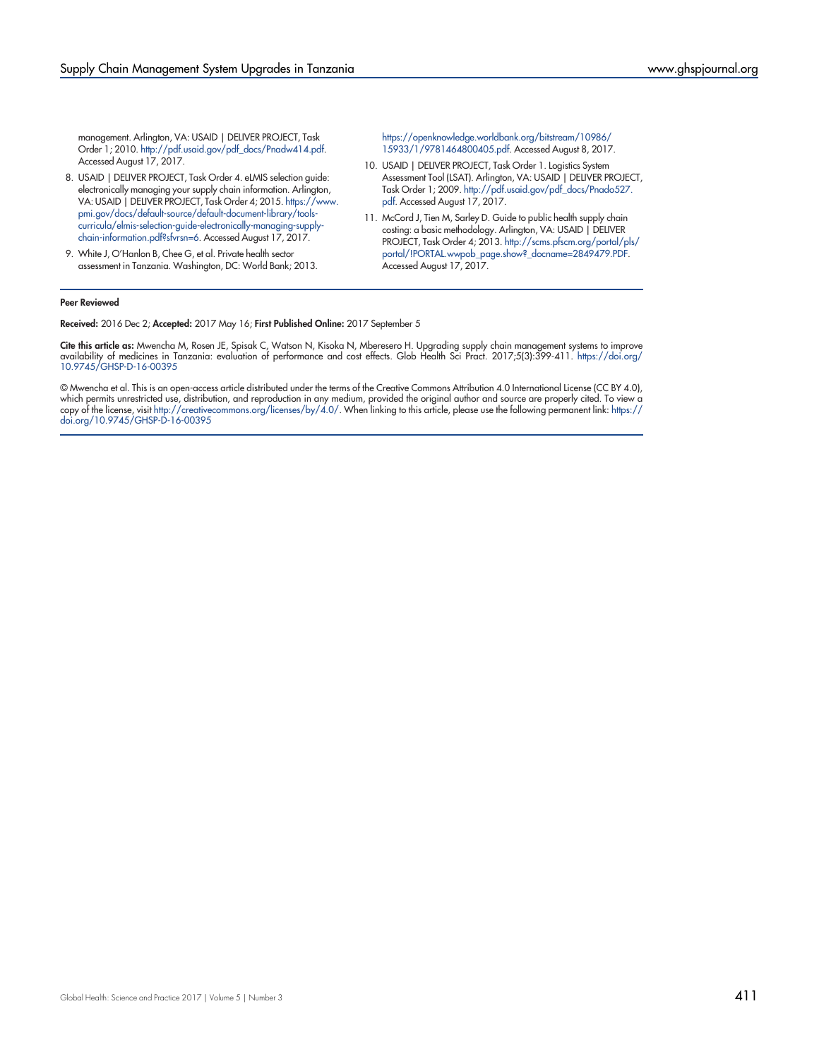management. Arlington, VA: USAID | DELIVER PROJECT, Task Order 1; 2010. http://pdf.usaid.gov/pdf_docs/Pnadw414.pdf. Accessed August 17, 2017.

8. USAID | DELIVER PROJECT, Task Order 4. eLMIS selection guide: electronically managing your supply chain information. Arlington, VA: USAID | DELIVER PROJECT, Task Order 4; 2015. https://www.pmi.gov/docs/default-source/default-document-library/tools-curricula/elmis-selection-guide-electronically-managing-supply-chain-information.pdf?sfvrsn=6. Accessed August 17, 2017.
9. White J, O'Hanlon B, Chee G, et al. Private health sector assessment in Tanzania. Washington, DC: World Bank; 2013. https://openknowledge.worldbank.org/bitstream/10986/15933/1/9781464800405.pdf. Accessed August 8, 2017.
10. USAID | DELIVER PROJECT, Task Order 1. Logistics System Assessment Tool (LSAT). Arlington, VA: USAID | DELIVER PROJECT, Task Order 1; 2009. http://pdf.usaid.gov/pdf_docs/Pnado527.pdf. Accessed August 17, 2017.
11. McCord J, Tien M, Sarley D. Guide to public health supply chain costing: a basic methodology. Arlington, VA: USAID | DELIVER PROJECT, Task Order 4; 2013. http://scms.pfscm.org/portal/pls/portal/!PORTAL.wwpob_page.show?_docname=2849479.PDF. Accessed August 17, 2017.

**Peer Reviewed**

**Received:** 2016 Dec 2; **Accepted:** 2017 May 16; **First Published Online:** 2017 September 5

**Cite this article as:** Mwencha M, Rosen JE, Spisak C, Watson N, Kisoka N, Mberesero H. Upgrading supply chain management systems to improve availability of medicines in Tanzania: evaluation of performance and cost effects. Glob Health Sci Pract. 2017;5(3):399-411. https://doi.org/10.9745/GHSP-D-16-00395

© Mwencha et al. This is an open-access article distributed under the terms of the Creative Commons Attribution 4.0 International License (CC BY 4.0), which permits unrestricted use, distribution, and reproduction in any medium, provided the original author and source are properly cited. To view a copy of the license, visit http://creativecommons.org/licenses/by/4.0/. When linking to this article, please use the following permanent link: https://doi.org/10.9745/GHSP-D-16-00395